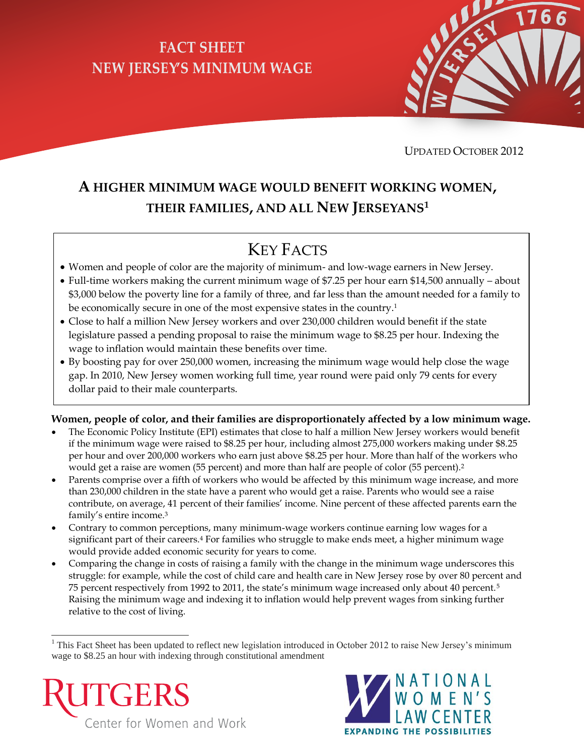# FACT SHEET
# NEW JERSEY'S MINIMUM WAGE

UPDATED OCTOBER 2012

## A HIGHER MINIMUM WAGE WOULD BENEFIT WORKING WOMEN, THEIR FAMILIES, AND ALL NEW JERSEYANS[1]

### KEY FACTS

- Women and people of color are the majority of minimum- and low-wage earners in New Jersey.
- Full-time workers making the current minimum wage of $7.25 per hour earn $14,500 annually – about $3,000 below the poverty line for a family of three, and far less than the amount needed for a family to be economically secure in one of the most expensive states in the country.[1]
- Close to half a million New Jersey workers and over 230,000 children would benefit if the state legislature passed a pending proposal to raise the minimum wage to $8.25 per hour. Indexing the wage to inflation would maintain these benefits over time.
- By boosting pay for over 250,000 women, increasing the minimum wage would help close the wage gap. In 2010, New Jersey women working full time, year round were paid only 79 cents for every dollar paid to their male counterparts.

**Women, people of color, and their families are disproportionately affected by a low minimum wage.**

- The Economic Policy Institute (EPI) estimates that close to half a million New Jersey workers would benefit if the minimum wage were raised to $8.25 per hour, including almost 275,000 workers making under $8.25 per hour and over 200,000 workers who earn just above $8.25 per hour. More than half of the workers who would get a raise are women (55 percent) and more than half are people of color (55 percent).[2]
- Parents comprise over a fifth of workers who would be affected by this minimum wage increase, and more than 230,000 children in the state have a parent who would get a raise. Parents who would see a raise contribute, on average, 41 percent of their families' income. Nine percent of these affected parents earn the family's entire income.[3]
- Contrary to common perceptions, many minimum-wage workers continue earning low wages for a significant part of their careers.[4] For families who struggle to make ends meet, a higher minimum wage would provide added economic security for years to come.
- Comparing the change in costs of raising a family with the change in the minimum wage underscores this struggle: for example, while the cost of child care and health care in New Jersey rose by over 80 percent and 75 percent respectively from 1992 to 2011, the state's minimum wage increased only about 40 percent.[5] Raising the minimum wage and indexing it to inflation would help prevent wages from sinking further relative to the cost of living.

---

[1] This Fact Sheet has been updated to reflect new legislation introduced in October 2012 to raise New Jersey's minimum wage to $8.25 an hour with indexing through constitutional amendment

RUTGERS Center for Women and Work

NATIONAL WOMEN'S LAW CENTER — EXPANDING THE POSSIBILITIES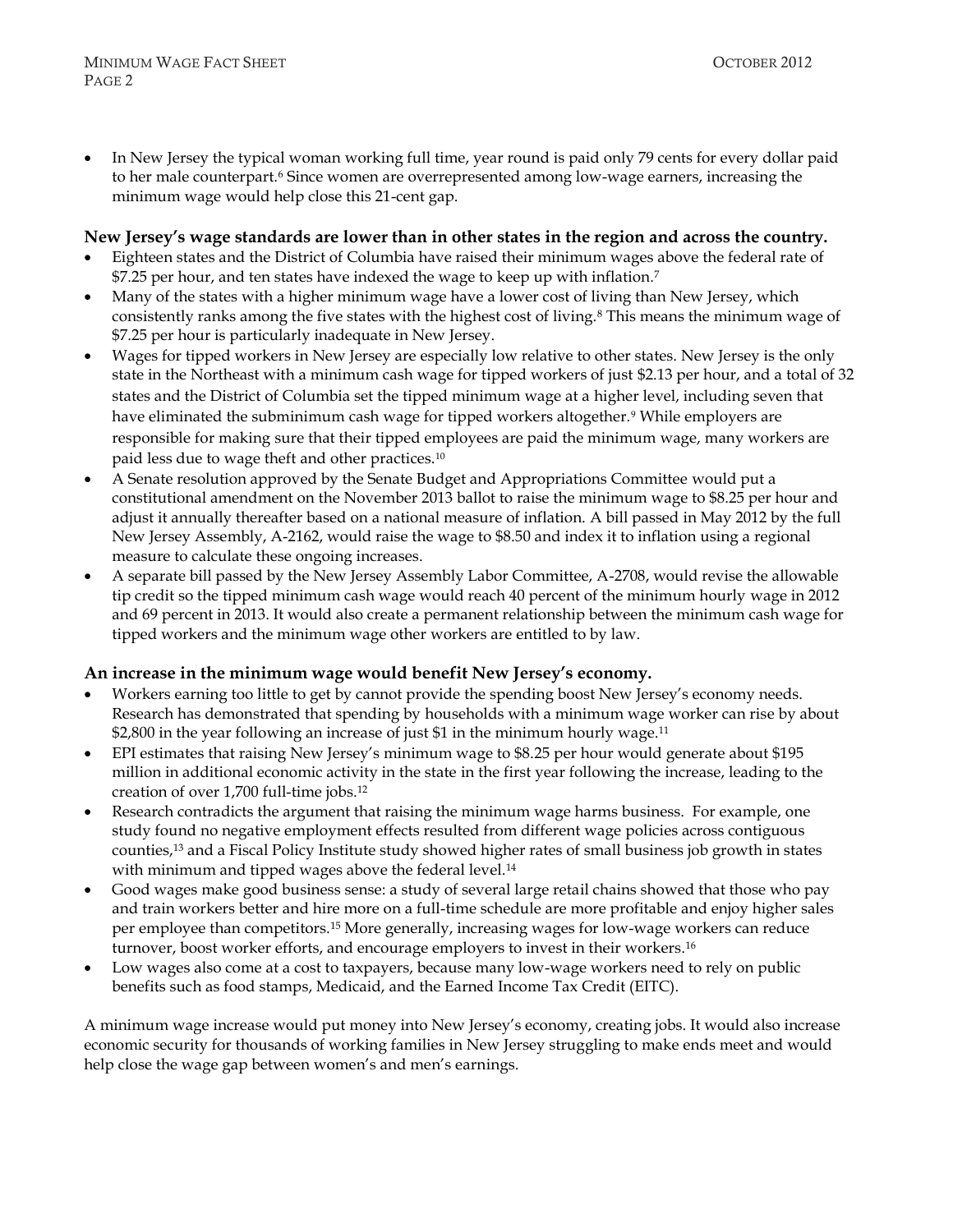- In New Jersey the typical woman working full time, year round is paid only 79 cents for every dollar paid to her male counterpart.[6] Since women are overrepresented among low-wage earners, increasing the minimum wage would help close this 21-cent gap.

**New Jersey's wage standards are lower than in other states in the region and across the country.**

- Eighteen states and the District of Columbia have raised their minimum wages above the federal rate of $7.25 per hour, and ten states have indexed the wage to keep up with inflation.[7]
- Many of the states with a higher minimum wage have a lower cost of living than New Jersey, which consistently ranks among the five states with the highest cost of living.[8] This means the minimum wage of $7.25 per hour is particularly inadequate in New Jersey.
- Wages for tipped workers in New Jersey are especially low relative to other states. New Jersey is the only state in the Northeast with a minimum cash wage for tipped workers of just $2.13 per hour, and a total of 32 states and the District of Columbia set the tipped minimum wage at a higher level, including seven that have eliminated the subminimum cash wage for tipped workers altogether.[9] While employers are responsible for making sure that their tipped employees are paid the minimum wage, many workers are paid less due to wage theft and other practices.[10]
- A Senate resolution approved by the Senate Budget and Appropriations Committee would put a constitutional amendment on the November 2013 ballot to raise the minimum wage to $8.25 per hour and adjust it annually thereafter based on a national measure of inflation. A bill passed in May 2012 by the full New Jersey Assembly, A-2162, would raise the wage to $8.50 and index it to inflation using a regional measure to calculate these ongoing increases.
- A separate bill passed by the New Jersey Assembly Labor Committee, A-2708, would revise the allowable tip credit so the tipped minimum cash wage would reach 40 percent of the minimum hourly wage in 2012 and 69 percent in 2013. It would also create a permanent relationship between the minimum cash wage for tipped workers and the minimum wage other workers are entitled to by law.

**An increase in the minimum wage would benefit New Jersey's economy.**

- Workers earning too little to get by cannot provide the spending boost New Jersey's economy needs. Research has demonstrated that spending by households with a minimum wage worker can rise by about $2,800 in the year following an increase of just $1 in the minimum hourly wage.[11]
- EPI estimates that raising New Jersey's minimum wage to $8.25 per hour would generate about $195 million in additional economic activity in the state in the first year following the increase, leading to the creation of over 1,700 full-time jobs.[12]
- Research contradicts the argument that raising the minimum wage harms business. For example, one study found no negative employment effects resulted from different wage policies across contiguous counties,[13] and a Fiscal Policy Institute study showed higher rates of small business job growth in states with minimum and tipped wages above the federal level.[14]
- Good wages make good business sense: a study of several large retail chains showed that those who pay and train workers better and hire more on a full-time schedule are more profitable and enjoy higher sales per employee than competitors.[15] More generally, increasing wages for low-wage workers can reduce turnover, boost worker efforts, and encourage employers to invest in their workers.[16]
- Low wages also come at a cost to taxpayers, because many low-wage workers need to rely on public benefits such as food stamps, Medicaid, and the Earned Income Tax Credit (EITC).

A minimum wage increase would put money into New Jersey's economy, creating jobs. It would also increase economic security for thousands of working families in New Jersey struggling to make ends meet and would help close the wage gap between women's and men's earnings.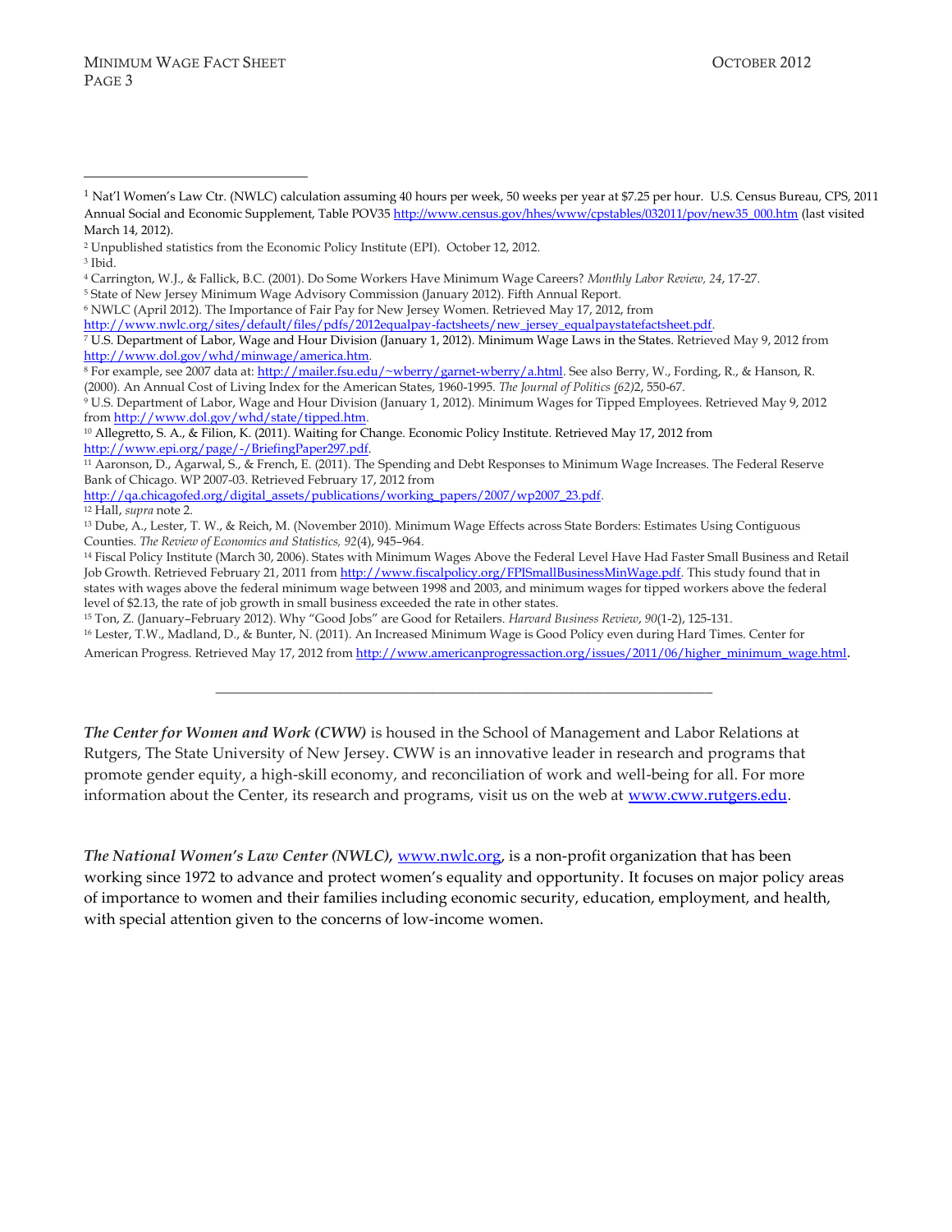[1] Nat'l Women's Law Ctr. (NWLC) calculation assuming 40 hours per week, 50 weeks per year at $7.25 per hour. U.S. Census Bureau, CPS, 2011 Annual Social and Economic Supplement, Table POV35 http://www.census.gov/hhes/www/cpstables/032011/pov/new35_000.htm (last visited March 14, 2012).

[2] Unpublished statistics from the Economic Policy Institute (EPI). October 12, 2012.

[3] Ibid.

[4] Carrington, W.J., & Fallick, B.C. (2001). Do Some Workers Have Minimum Wage Careers? *Monthly Labor Review, 24*, 17-27.

[5] State of New Jersey Minimum Wage Advisory Commission (January 2012). Fifth Annual Report.

[6] NWLC (April 2012). The Importance of Fair Pay for New Jersey Women. Retrieved May 17, 2012, from http://www.nwlc.org/sites/default/files/pdfs/2012equalpay-factsheets/new_jersey_equalpaystatefactsheet.pdf.

[7] U.S. Department of Labor, Wage and Hour Division (January 1, 2012). Minimum Wage Laws in the States. Retrieved May 9, 2012 from http://www.dol.gov/whd/minwage/america.htm.

[8] For example, see 2007 data at: http://mailer.fsu.edu/~wberry/garnet-wberry/a.html. See also Berry, W., Fording, R., & Hanson, R. (2000). An Annual Cost of Living Index for the American States, 1960-1995. *The Journal of Politics (62)*2, 550-67.

[9] U.S. Department of Labor, Wage and Hour Division (January 1, 2012). Minimum Wages for Tipped Employees. Retrieved May 9, 2012 from http://www.dol.gov/whd/state/tipped.htm.

[10] Allegretto, S. A., & Filion, K. (2011). Waiting for Change. Economic Policy Institute. Retrieved May 17, 2012 from http://www.epi.org/page/-/BriefingPaper297.pdf.

[11] Aaronson, D., Agarwal, S., & French, E. (2011). The Spending and Debt Responses to Minimum Wage Increases. The Federal Reserve Bank of Chicago. WP 2007-03. Retrieved February 17, 2012 from http://qa.chicagofed.org/digital_assets/publications/working_papers/2007/wp2007_23.pdf.

[12] Hall, *supra* note 2.

[13] Dube, A., Lester, T. W., & Reich, M. (November 2010). Minimum Wage Effects across State Borders: Estimates Using Contiguous Counties. *The Review of Economics and Statistics, 92*(4), 945–964.

[14] Fiscal Policy Institute (March 30, 2006). States with Minimum Wages Above the Federal Level Have Had Faster Small Business and Retail Job Growth. Retrieved February 21, 2011 from http://www.fiscalpolicy.org/FPISmallBusinessMinWage.pdf. This study found that in states with wages above the federal minimum wage between 1998 and 2003, and minimum wages for tipped workers above the federal level of $2.13, the rate of job growth in small business exceeded the rate in other states.

[15] Ton, Z. (January–February 2012). Why "Good Jobs" are Good for Retailers. *Harvard Business Review*, *90*(1-2), 125-131.

[16] Lester, T.W., Madland, D., & Bunter, N. (2011). An Increased Minimum Wage is Good Policy even during Hard Times. Center for American Progress. Retrieved May 17, 2012 from http://www.americanprogressaction.org/issues/2011/06/higher_minimum_wage.html.

---

***The Center for Women and Work (CWW)*** is housed in the School of Management and Labor Relations at Rutgers, The State University of New Jersey. CWW is an innovative leader in research and programs that promote gender equity, a high-skill economy, and reconciliation of work and well-being for all. For more information about the Center, its research and programs, visit us on the web at www.cww.rutgers.edu.

***The National Women's Law Center (NWLC),*** www.nwlc.org, is a non-profit organization that has been working since 1972 to advance and protect women's equality and opportunity. It focuses on major policy areas of importance to women and their families including economic security, education, employment, and health, with special attention given to the concerns of low-income women.